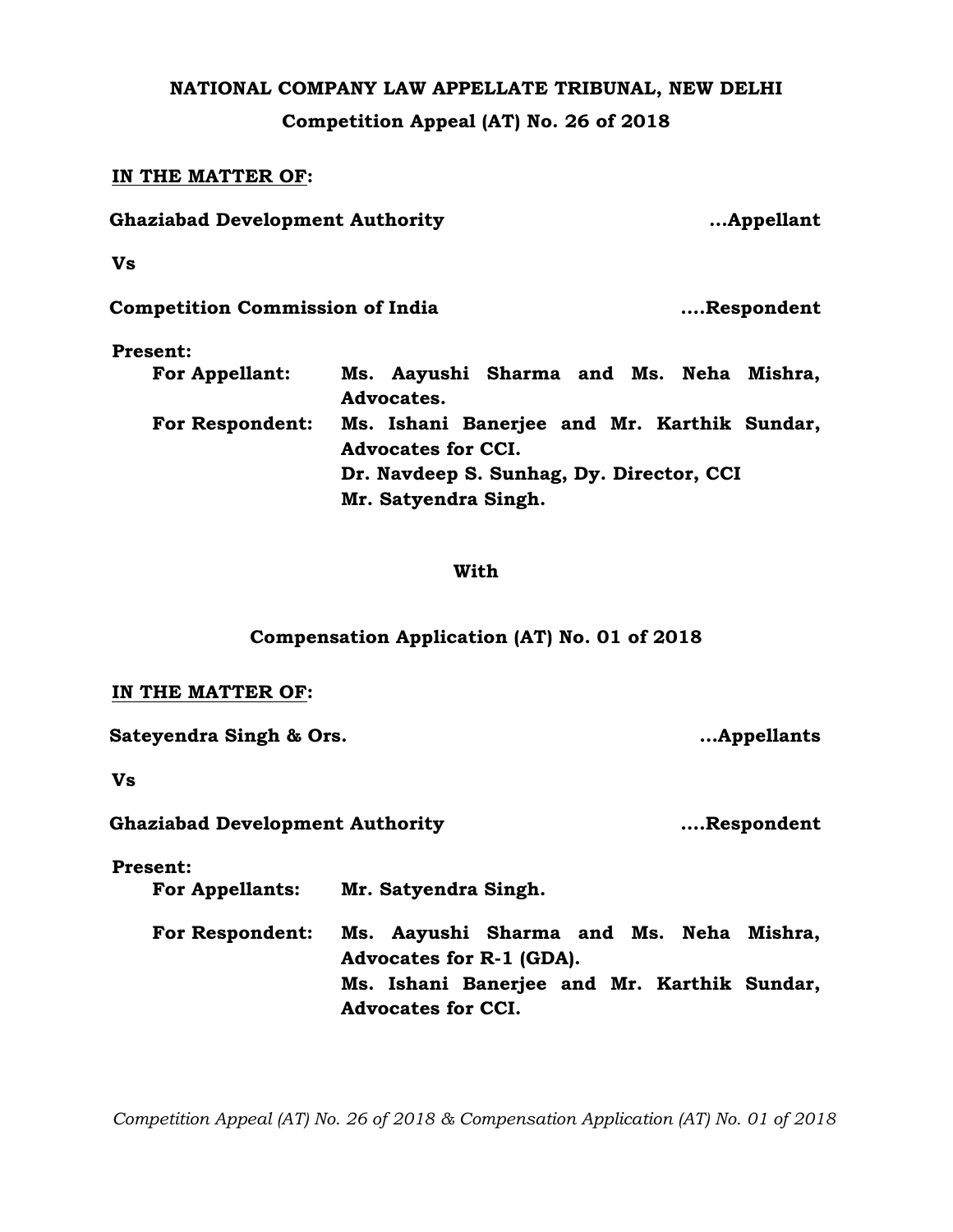**NATIONAL COMPANY LAW APPELLATE TRIBUNAL, NEW DELHI**

**Competition Appeal (AT) No. 26 of 2018**

**<u>IN THE MATTER OF</u>:**

**Ghaziabad Development Authority** **...Appellant**

**Vs**

**Competition Commission of India** **....Respondent**

**Present:**

**For Appellant:** **Ms. Aayushi Sharma and Ms. Neha Mishra, Advocates.**

**For Respondent:** **Ms. Ishani Banerjee and Mr. Karthik Sundar, Advocates for CCI.**
**Dr. Navdeep S. Sunhag, Dy. Director, CCI**
**Mr. Satyendra Singh.**

**With**

**Compensation Application (AT) No. 01 of 2018**

**<u>IN THE MATTER OF</u>:**

**Sateyendra Singh & Ors.** **...Appellants**

**Vs**

**Ghaziabad Development Authority** **....Respondent**

**Present:**

**For Appellants:** **Mr. Satyendra Singh.**

**For Respondent:** **Ms. Aayushi Sharma and Ms. Neha Mishra, Advocates for R-1 (GDA).**
**Ms. Ishani Banerjee and Mr. Karthik Sundar, Advocates for CCI.**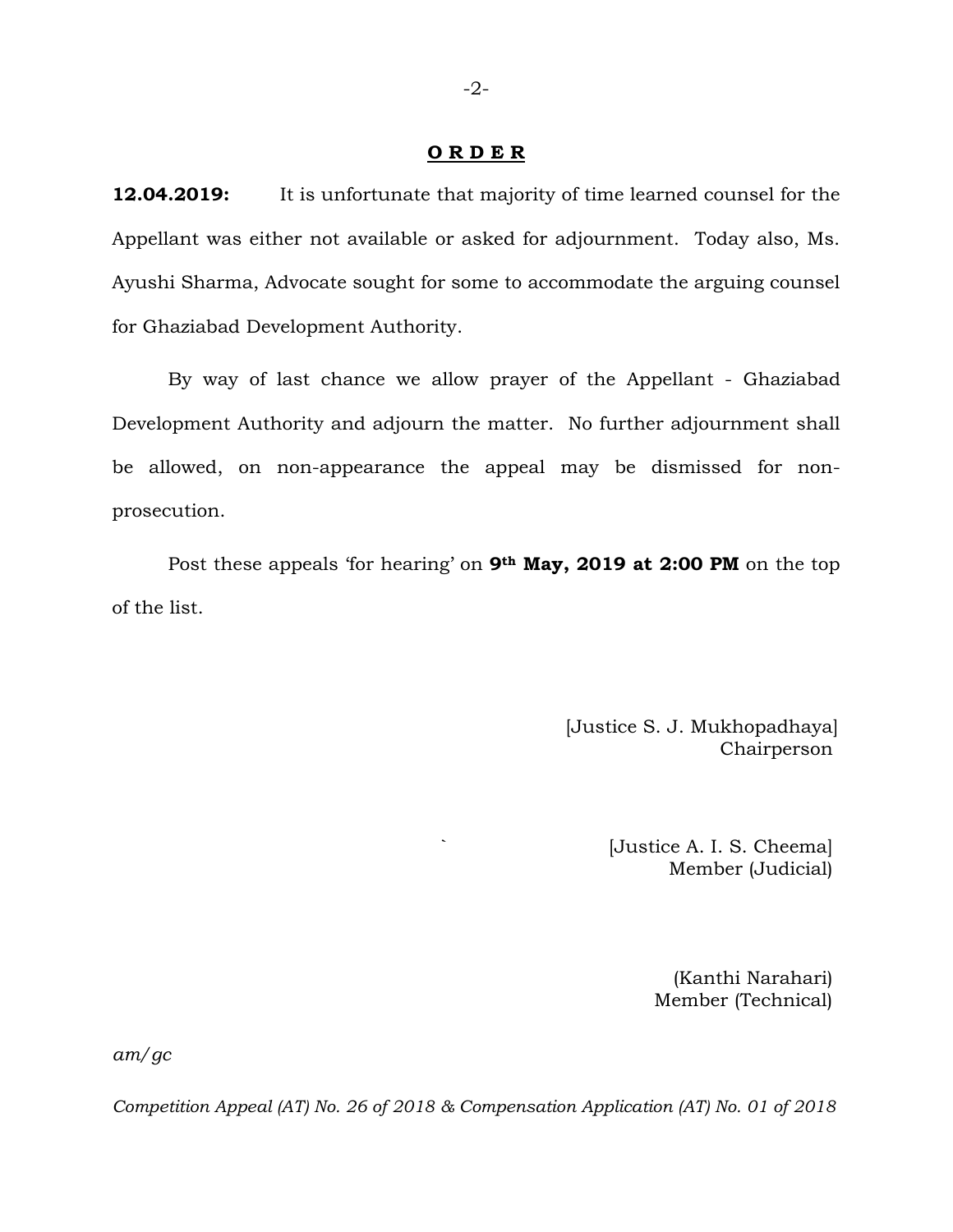## O R D E R

**12.04.2019:** It is unfortunate that majority of time learned counsel for the Appellant was either not available or asked for adjournment. Today also, Ms. Ayushi Sharma, Advocate sought for some to accommodate the arguing counsel for Ghaziabad Development Authority.

By way of last chance we allow prayer of the Appellant - Ghaziabad Development Authority and adjourn the matter. No further adjournment shall be allowed, on non-appearance the appeal may be dismissed for non-prosecution.

Post these appeals 'for hearing' on **9th May, 2019 at 2:00 PM** on the top of the list.

[Justice S. J. Mukhopadhaya]
Chairperson

[Justice A. I. S. Cheema]
Member (Judicial)

(Kanthi Narahari)
Member (Technical)

*am/gc*

*Competition Appeal (AT) No. 26 of 2018 & Compensation Application (AT) No. 01 of 2018*